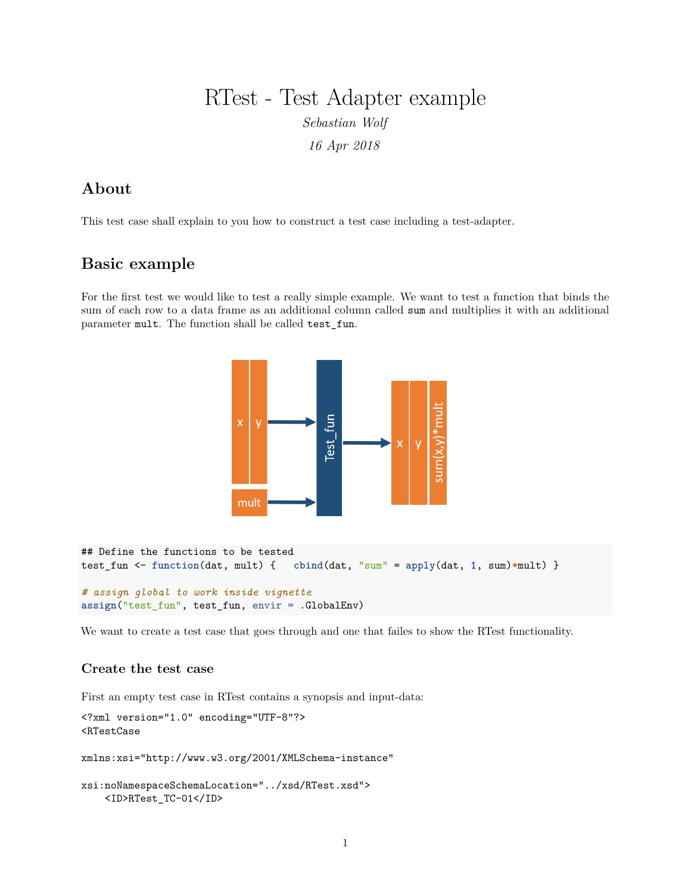# RTest - Test Adapter example

*Sebastian Wolf*

*16 Apr 2018*

## About

This test case shall explain to you how to construct a test case including a test-adapter.

## Basic example

For the first test we would like to test a really simple example. We want to test a function that binds the sum of each row to a data frame as an additional column called `sum` and multiplies it with an additional parameter `mult`. The function shall be called `test_fun`.

```r
## Define the functions to be tested
test_fun <- function(dat, mult) {   cbind(dat, "sum" = apply(dat, 1, sum)*mult) }

# assign global to work inside vignette
assign("test_fun", test_fun, envir = .GlobalEnv)
```

We want to create a test case that goes through and one that failes to show the RTest functionality.

### Create the test case

First an empty test case in RTest contains a synopsis and input-data:

```
<?xml version="1.0" encoding="UTF-8"?>
<RTestCase

xmlns:xsi="http://www.w3.org/2001/XMLSchema-instance"

xsi:noNamespaceSchemaLocation="../xsd/RTest.xsd">
    <ID>RTest_TC-01</ID>
```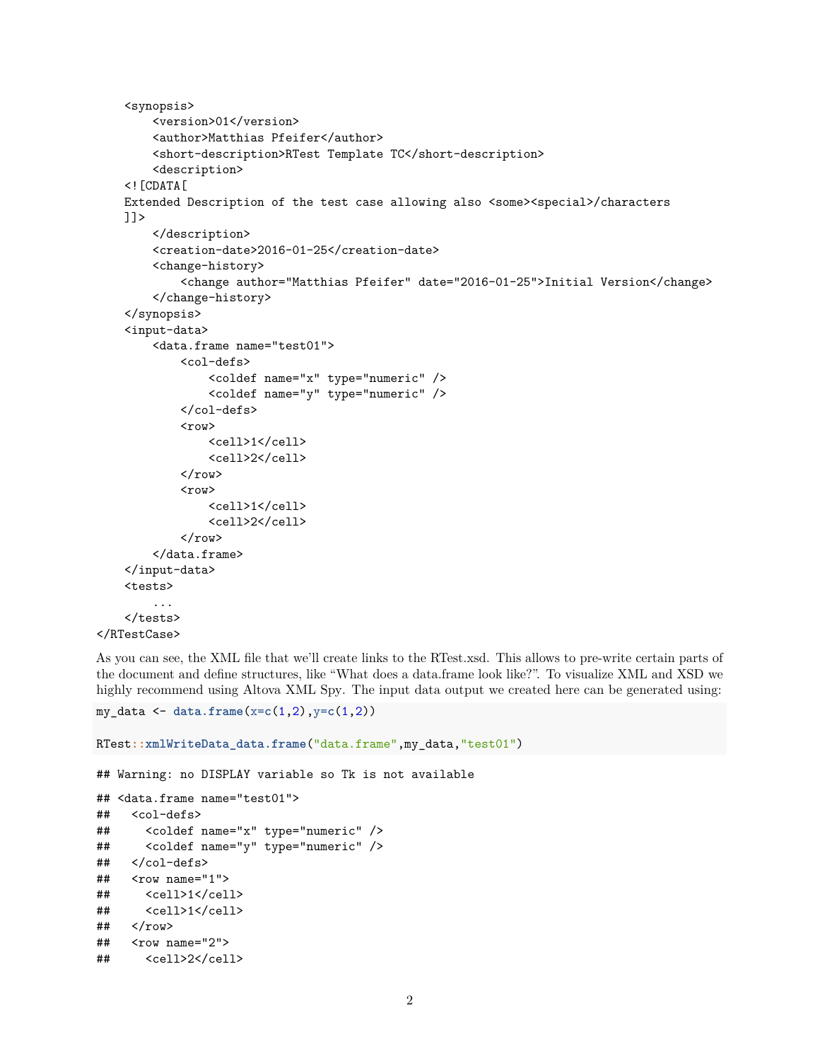```
    <synopsis>
        <version>01</version>
        <author>Matthias Pfeifer</author>
        <short-description>RTest Template TC</short-description>
        <description>
    <![CDATA[
    Extended Description of the test case allowing also <some><special>/characters
    ]]>
        </description>
        <creation-date>2016-01-25</creation-date>
        <change-history>
            <change author="Matthias Pfeifer" date="2016-01-25">Initial Version</change>
        </change-history>
    </synopsis>
    <input-data>
        <data.frame name="test01">
            <col-defs>
                <coldef name="x" type="numeric" />
                <coldef name="y" type="numeric" />
            </col-defs>
            <row>
                <cell>1</cell>
                <cell>2</cell>
            </row>
            <row>
                <cell>1</cell>
                <cell>2</cell>
            </row>
        </data.frame>
    </input-data>
    <tests>
        ...
    </tests>
</RTestCase>
```

As you can see, the XML file that we'll create links to the RTest.xsd. This allows to pre-write certain parts of the document and define structures, like "What does a data.frame look like?". To visualize XML and XSD we highly recommend using Altova XML Spy. The input data output we created here can be generated using:

```
my_data <- data.frame(x=c(1,2),y=c(1,2))

RTest::xmlWriteData_data.frame("data.frame",my_data,"test01")
```

```
## Warning: no DISPLAY variable so Tk is not available

## <data.frame name="test01">
##   <col-defs>
##     <coldef name="x" type="numeric" />
##     <coldef name="y" type="numeric" />
##   </col-defs>
##   <row name="1">
##     <cell>1</cell>
##     <cell>1</cell>
##   </row>
##   <row name="2">
##     <cell>2</cell>
```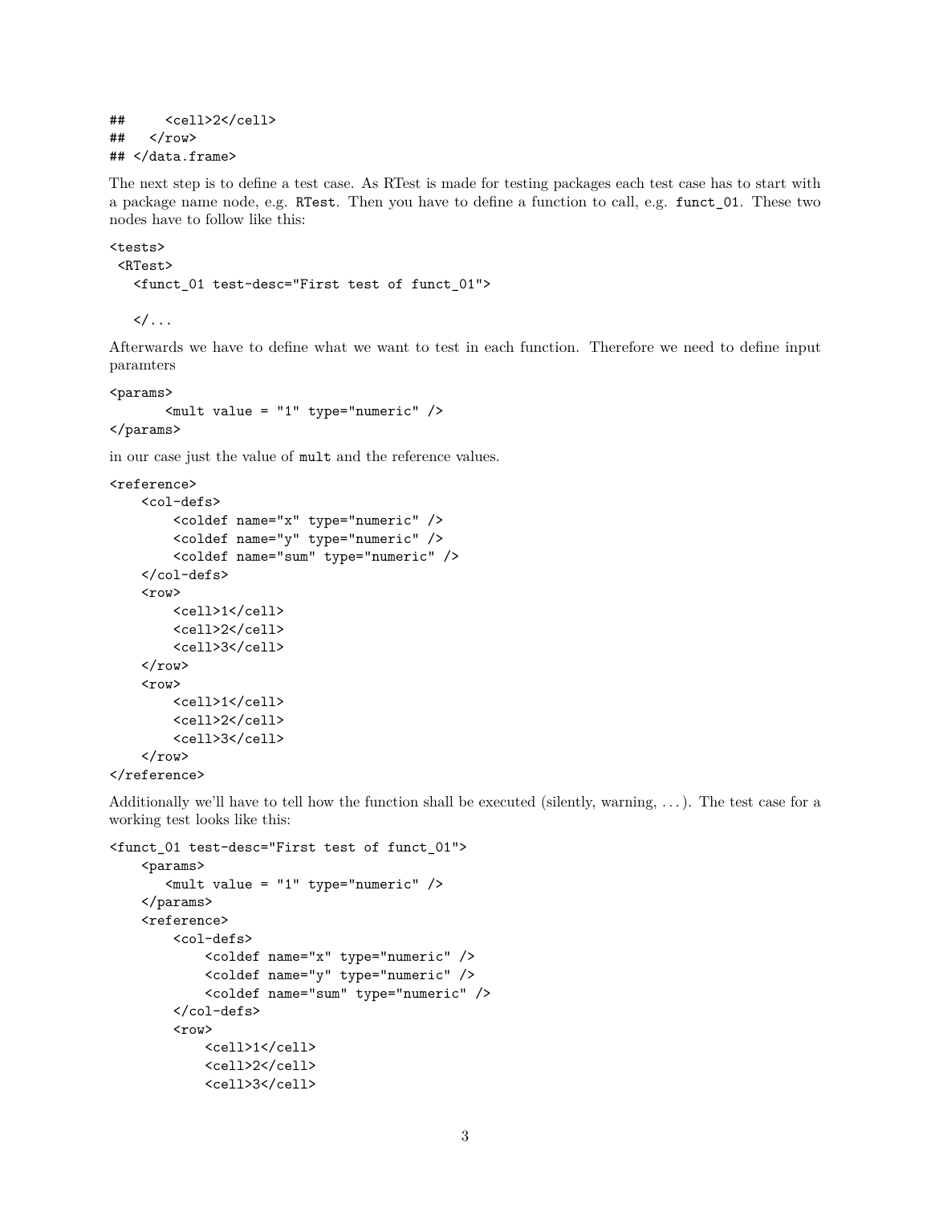```
##     <cell>2</cell>
##   </row>
## </data.frame>
```

The next step is to define a test case. As RTest is made for testing packages each test case has to start with a package name node, e.g. `RTest`. Then you have to define a function to call, e.g. `funct_01`. These two nodes have to follow like this:

```
<tests>
 <RTest>
   <funct_01 test-desc="First test of funct_01">

   </...
```

Afterwards we have to define what we want to test in each function. Therefore we need to define input paramters

```
<params>
      <mult value = "1" type="numeric" />
</params>
```

in our case just the value of `mult` and the reference values.

```
<reference>
    <col-defs>
        <coldef name="x" type="numeric" />
        <coldef name="y" type="numeric" />
        <coldef name="sum" type="numeric" />
    </col-defs>
    <row>
        <cell>1</cell>
        <cell>2</cell>
        <cell>3</cell>
    </row>
    <row>
        <cell>1</cell>
        <cell>2</cell>
        <cell>3</cell>
    </row>
</reference>
```

Additionally we'll have to tell how the function shall be executed (silently, warning, . . . ). The test case for a working test looks like this:

```
<funct_01 test-desc="First test of funct_01">
    <params>
       <mult value = "1" type="numeric" />
    </params>
    <reference>
        <col-defs>
            <coldef name="x" type="numeric" />
            <coldef name="y" type="numeric" />
            <coldef name="sum" type="numeric" />
        </col-defs>
        <row>
            <cell>1</cell>
            <cell>2</cell>
            <cell>3</cell>
```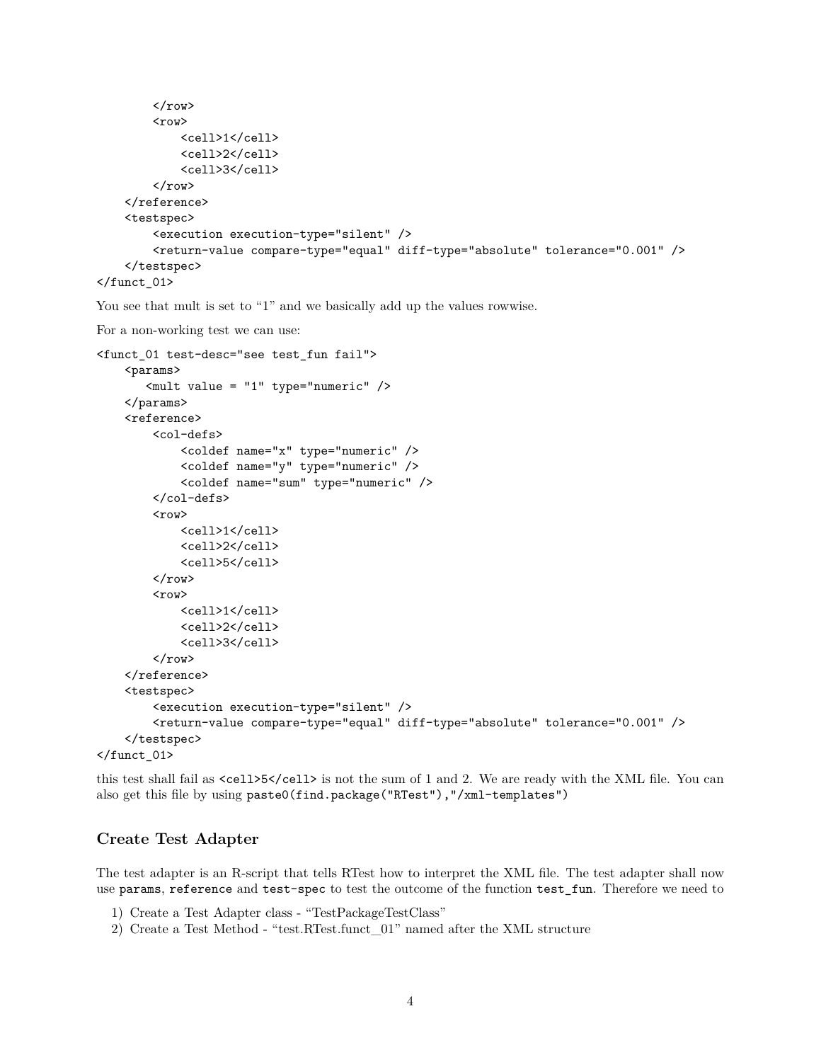```
        </row>
        <row>
            <cell>1</cell>
            <cell>2</cell>
            <cell>3</cell>
        </row>
    </reference>
    <testspec>
        <execution execution-type="silent" />
        <return-value compare-type="equal" diff-type="absolute" tolerance="0.001" />
    </testspec>
</funct_01>
```

You see that mult is set to "1" and we basically add up the values rowwise.

For a non-working test we can use:

```
<funct_01 test-desc="see test_fun fail">
    <params>
       <mult value = "1" type="numeric" />
    </params>
    <reference>
        <col-defs>
            <coldef name="x" type="numeric" />
            <coldef name="y" type="numeric" />
            <coldef name="sum" type="numeric" />
        </col-defs>
        <row>
            <cell>1</cell>
            <cell>2</cell>
            <cell>5</cell>
        </row>
        <row>
            <cell>1</cell>
            <cell>2</cell>
            <cell>3</cell>
        </row>
    </reference>
    <testspec>
        <execution execution-type="silent" />
        <return-value compare-type="equal" diff-type="absolute" tolerance="0.001" />
    </testspec>
</funct_01>
```

this test shall fail as `<cell>5</cell>` is not the sum of 1 and 2. We are ready with the XML file. You can also get this file by using `paste0(find.package("RTest"),"/xml-templates")`

### Create Test Adapter

The test adapter is an R-script that tells RTest how to interpret the XML file. The test adapter shall now use `params`, `reference` and `test-spec` to test the outcome of the function `test_fun`. Therefore we need to

1) Create a Test Adapter class - "TestPackageTestClass"
2) Create a Test Method - "test.RTest.funct_01" named after the XML structure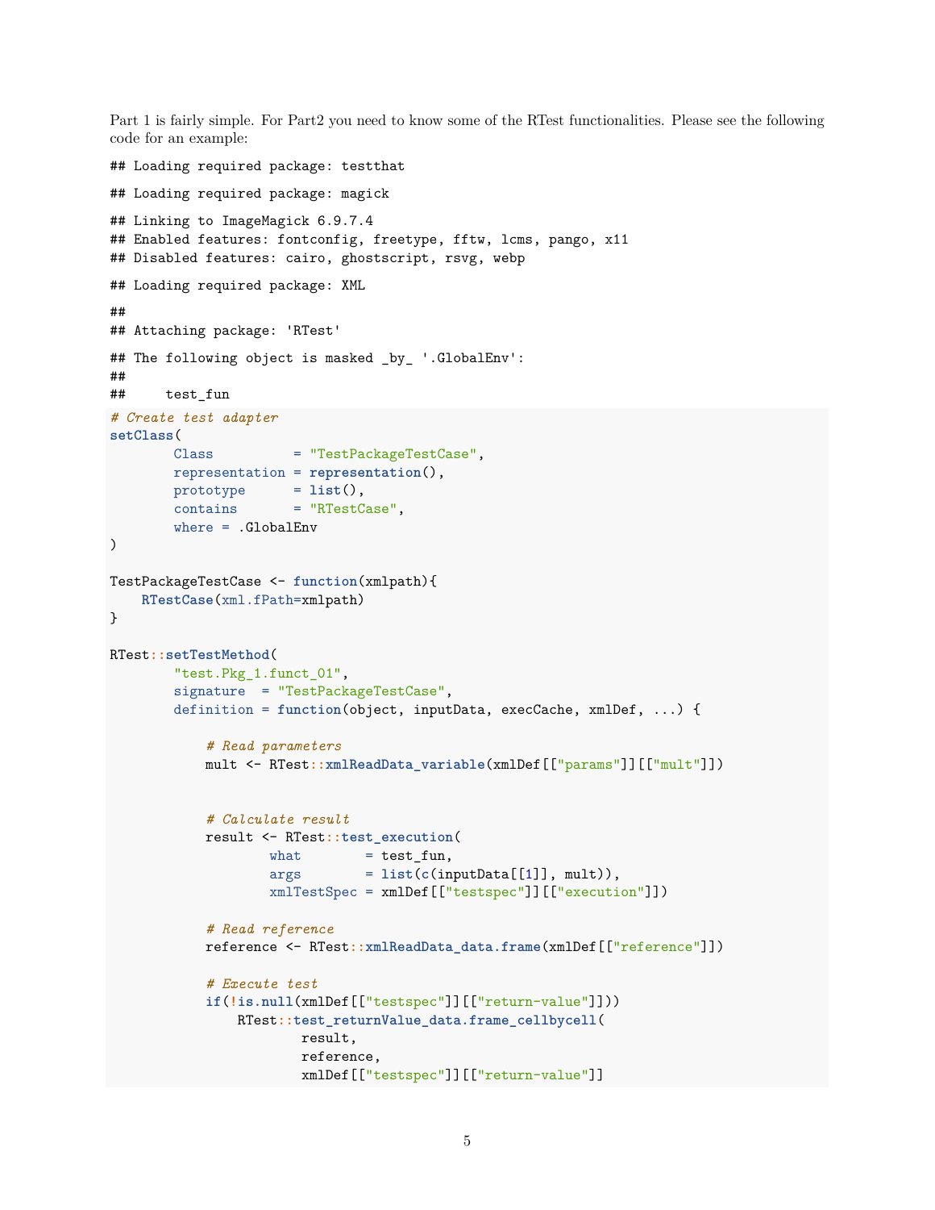Part 1 is fairly simple. For Part2 you need to know some of the RTest functionalities. Please see the following code for an example:

```
## Loading required package: testthat
```

```
## Loading required package: magick
```

```
## Linking to ImageMagick 6.9.7.4
## Enabled features: fontconfig, freetype, fftw, lcms, pango, x11
## Disabled features: cairo, ghostscript, rsvg, webp
```

```
## Loading required package: XML
```

```
##
## Attaching package: 'RTest'
```

```
## The following object is masked _by_ '.GlobalEnv':
##
##     test_fun
```

```
# Create test adapter
setClass(
        Class          = "TestPackageTestCase",
        representation = representation(),
        prototype      = list(),
        contains       = "RTestCase",
        where = .GlobalEnv
)

TestPackageTestCase <- function(xmlpath){
    RTestCase(xml.fPath=xmlpath)
}

RTest::setTestMethod(
        "test.Pkg_1.funct_01",
        signature  = "TestPackageTestCase",
        definition = function(object, inputData, execCache, xmlDef, ...) {

            # Read parameters
            mult <- RTest::xmlReadData_variable(xmlDef[["params"]][["mult"]])


            # Calculate result
            result <- RTest::test_execution(
                    what        = test_fun,
                    args        = list(c(inputData[[1]], mult)),
                    xmlTestSpec = xmlDef[["testspec"]][["execution"]])

            # Read reference
            reference <- RTest::xmlReadData_data.frame(xmlDef[["reference"]])

            # Execute test
            if(!is.null(xmlDef[["testspec"]][["return-value"]]))
                RTest::test_returnValue_data.frame_cellbycell(
                        result,
                        reference,
                        xmlDef[["testspec"]][["return-value"]]
```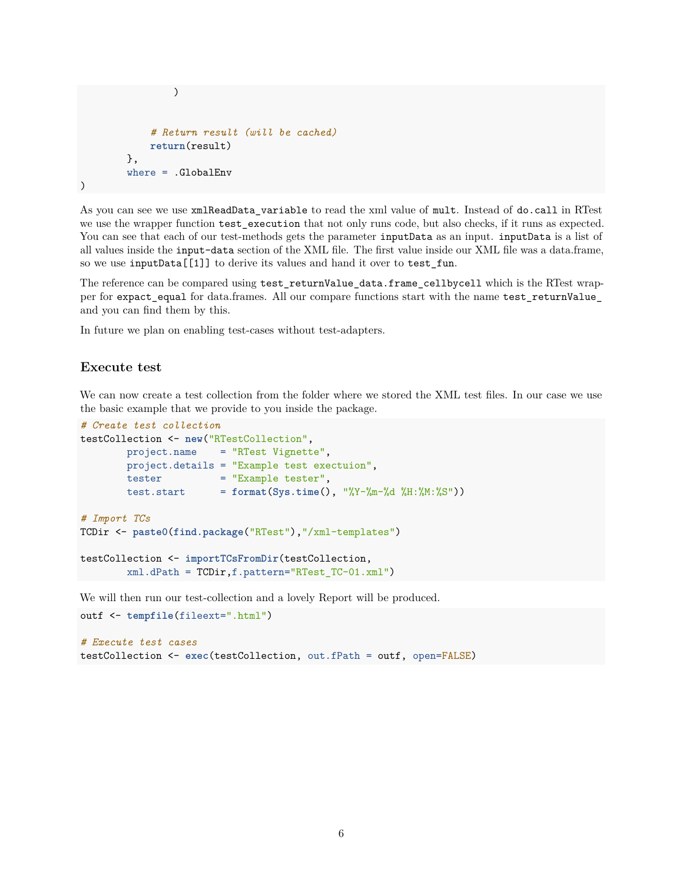```
                )


            # Return result (will be cached)
            return(result)
        },
        where = .GlobalEnv
)
```

As you can see we use `xmlReadData_variable` to read the xml value of `mult`. Instead of `do.call` in RTest we use the wrapper function `test_execution` that not only runs code, but also checks, if it runs as expected. You can see that each of our test-methods gets the parameter `inputData` as an input. `inputData` is a list of all values inside the `input-data` section of the XML file. The first value inside our XML file was a data.frame, so we use `inputData[[1]]` to derive its values and hand it over to `test_fun`.

The reference can be compared using `test_returnValue_data.frame_cellbycell` which is the RTest wrapper for `expact_equal` for data.frames. All our compare functions start with the name `test_returnValue_` and you can find them by this.

In future we plan on enabling test-cases without test-adapters.

### Execute test

We can now create a test collection from the folder where we stored the XML test files. In our case we use the basic example that we provide to you inside the package.

```
# Create test collection
testCollection <- new("RTestCollection",
        project.name    = "RTest Vignette",
        project.details = "Example test exectuion",
        tester          = "Example tester",
        test.start      = format(Sys.time(), "%Y-%m-%d %H:%M:%S"))

# Import TCs
TCDir <- paste0(find.package("RTest"),"/xml-templates")

testCollection <- importTCsFromDir(testCollection,
        xml.dPath = TCDir,f.pattern="RTest_TC-01.xml")
```

We will then run our test-collection and a lovely Report will be produced.

```
outf <- tempfile(fileext=".html")

# Execute test cases
testCollection <- exec(testCollection, out.fPath = outf, open=FALSE)
```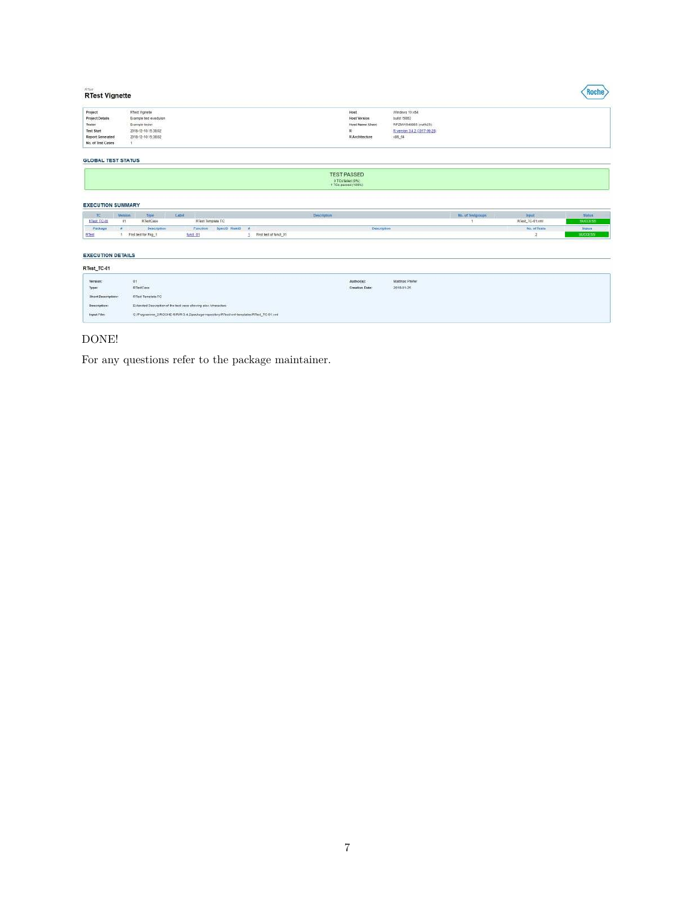RTest

**RTest Vignette**

| | | | |
|---|---|---|---|
| Project | RTest Vignette | Host | Windows 10 x64 |
| Project Details | Example test execution | Host Version | build 15063 |
| Tester | Example tester | Host Name (User) | RPZWW04088S (wolfs25) |
| Test Start | 2018-12-10 15:38:02 | R | R version 3.4.2 (2017-09-28) |
| Report Generated | 2018-12-10 15:38:02 | R Architecture | x86_64 |
| No. of Test Cases | 1 | | |

**GLOBAL TEST STATUS**

TEST PASSED
0 TCs failed (0%)
1 TCs passed (100%)

**EXECUTION SUMMARY**

| TC | Version | Type | Label | Description | No. of testgroups | Input | Status |
|---|---|---|---|---|---|---|---|
| RTest_TC-01 | 01 | RTestCase | | RTest Template TC | 1 | RTest_TC-01.xml | SUCCESS |

| Package | # | Description | Function | SpecID | RiskID | # | Description | No. of Tests | Status |
|---|---|---|---|---|---|---|---|---|---|
| RTest | 1 | First test for Pkg_1 | funct_01 | | | 1 | First test of funct_01 | 2 | SUCCESS |

**EXECUTION DETAILS**

**RTest_TC-01**

| | | | |
|---|---|---|---|
| Version: | 01 | Author(s): | Matthias Pfeifer |
| Type: | RTestCase | Creation Date: | 2018-01-26 |
| Short Description: | RTest Template TC | | |
| Description: | Extended Description of the test case allowing also /characters | | |
| Input File: | C:/Programme_D/ROCHE-R/R/R-3.4.2/package-repository/RTest/xml-templates/RTest_TC-01.xml | | |

DONE!

For any questions refer to the package maintainer.